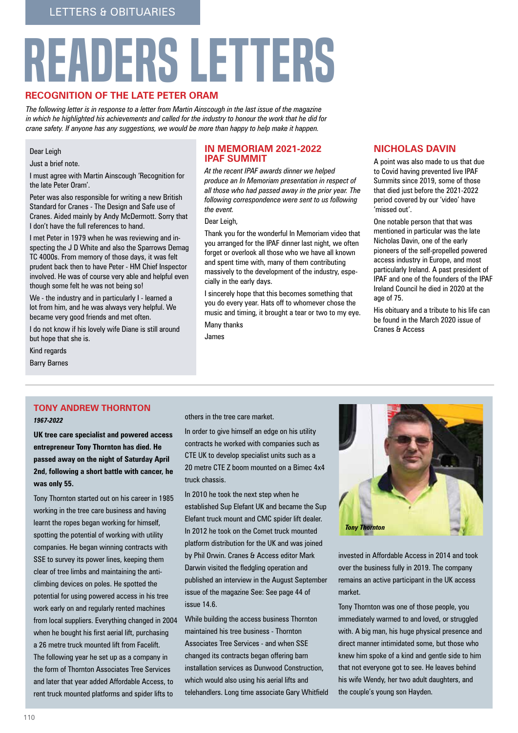# READERS LETTERS

## RECOGNITION OF THE LATE PETER ORAM

*The following letter is in response to a letter from Martin Ainscough in the last issue of the magazine in which he highlighted his achievements and called for the industry to honour the work that he did for crane safety. If anyone has any suggestions, we would be more than happy to help make it happen.*

Dear Leigh

Just a brief note.

I must agree with Martin Ainscough 'Recognition for the late Peter Oram'.

Peter was also responsible for writing a new British Standard for Cranes - The Design and Safe use of Cranes. Aided mainly by Andy McDermott. Sorry that I don't have the full references to hand.

I met Peter in 1979 when he was reviewing and inspecting the J D White and also the Sparrows Demag TC 4000s. From memory of those days, it was felt prudent back then to have Peter - HM Chief Inspector involved. He was of course very able and helpful even though some felt he was not being so!

We - the industry and in particularly I - learned a lot from him, and he was always very helpful. We became very good friends and met often.

I do not know if his lovely wife Diane is still around but hope that she is.

Kind regards

Barry Barnes

## IN MEMORIAM 2021-2022 IPAF SUMMIT

*At the recent IPAF awards dinner we helped produce an In Memoriam presentation in respect of all those who had passed away in the prior year. The following correspondence were sent to us following the event.*

Dear Leigh,

Thank you for the wonderful In Memoriam video that you arranged for the IPAF dinner last night, we often forget or overlook all those who we have all known and spent time with, many of them contributing massively to the development of the industry, especially in the early days.

I sincerely hope that this becomes something that you do every year. Hats off to whomever chose the music and timing, it brought a tear or two to my eye.

Many thanks

James

## NICHOLAS DAVIN

A point was also made to us that due to Covid having prevented live IPAF Summits since 2019, some of those that died just before the 2021-2022 period covered by our 'video' have 'missed out'.

One notable person that that was mentioned in particular was the late Nicholas Davin, one of the early pioneers of the self-propelled powered access industry in Europe, and most particularly Ireland. A past president of IPAF and one of the founders of the IPAF Ireland Council he died in 2020 at the age of 75.

His obituary and a tribute to his life can be found in the March 2020 issue of Cranes & Access

---

## TONY ANDREW THORNTON

***1967-2022***

**UK tree care specialist and powered access entrepreneur Tony Thornton has died. He passed away on the night of Saturday April 2nd, following a short battle with cancer, he was only 55.**

Tony Thornton started out on his career in 1985 working in the tree care business and having learnt the ropes began working for himself, spotting the potential of working with utility companies. He began winning contracts with SSE to survey its power lines, keeping them clear of tree limbs and maintaining the anti-climbing devices on poles. He spotted the potential for using powered access in his tree work early on and regularly rented machines from local suppliers. Everything changed in 2004 when he bought his first aerial lift, purchasing a 26 metre truck mounted lift from Facelift. The following year he set up as a company in the form of Thornton Associates Tree Services and later that year added Affordable Access, to rent truck mounted platforms and spider lifts to others in the tree care market.

In order to give himself an edge on his utility contracts he worked with companies such as CTE UK to develop specialist units such as a 20 metre CTE Z boom mounted on a Bimec 4x4 truck chassis.

In 2010 he took the next step when he established Sup Elefant UK and became the Sup Elefant truck mount and CMC spider lift dealer. In 2012 he took on the Comet truck mounted platform distribution for the UK and was joined by Phil Orwin. Cranes & Access editor Mark Darwin visited the fledgling operation and published an interview in the August September issue of the magazine See: See page 44 of issue 14.6.

While building the access business Thornton maintained his tree business - Thornton Associates Tree Services - and when SSE changed its contracts began offering barn installation services as Dunwood Construction, which would also using his aerial lifts and telehandlers. Long time associate Gary Whitfield invested in Affordable Access in 2014 and took over the business fully in 2019. The company remains an active participant in the UK access market.

*Tony Thornton*

Tony Thornton was one of those people, you immediately warmed to and loved, or struggled with. A big man, his huge physical presence and direct manner intimidated some, but those who knew him spoke of a kind and gentle side to him that not everyone got to see. He leaves behind his wife Wendy, her two adult daughters, and the couple's young son Hayden.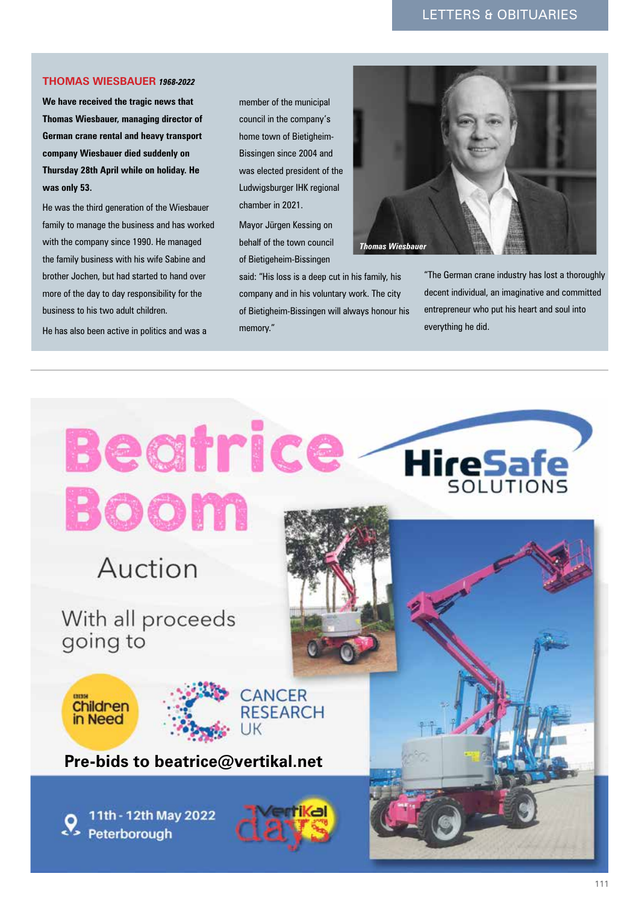## THOMAS WIESBAUER *1968-2022*

**We have received the tragic news that Thomas Wiesbauer, managing director of German crane rental and heavy transport company Wiesbauer died suddenly on Thursday 28th April while on holiday. He was only 53.**

He was the third generation of the Wiesbauer family to manage the business and has worked with the company since 1990. He managed the family business with his wife Sabine and brother Jochen, but had started to hand over more of the day to day responsibility for the business to his two adult children.

He has also been active in politics and was a member of the municipal council in the company's home town of Bietigheim-Bissingen since 2004 and was elected president of the Ludwigsburger IHK regional chamber in 2021.

Mayor Jürgen Kessing on behalf of the town council of Bietigheim-Bissingen said: "His loss is a deep cut in his family, his company and in his voluntary work. The city of Bietigheim-Bissingen will always honour his memory."

*Thomas Wiesbauer*

"The German crane industry has lost a thoroughly decent individual, an imaginative and committed entrepreneur who put his heart and soul into everything he did.

---

# Beatrice Boom

HireSafe SOLUTIONS

Auction

With all proceeds going to

BBC Children in Need

CANCER RESEARCH UK

**Pre-bids to beatrice@vertikal.net**

11th - 12th May 2022
Peterborough

Vertikal days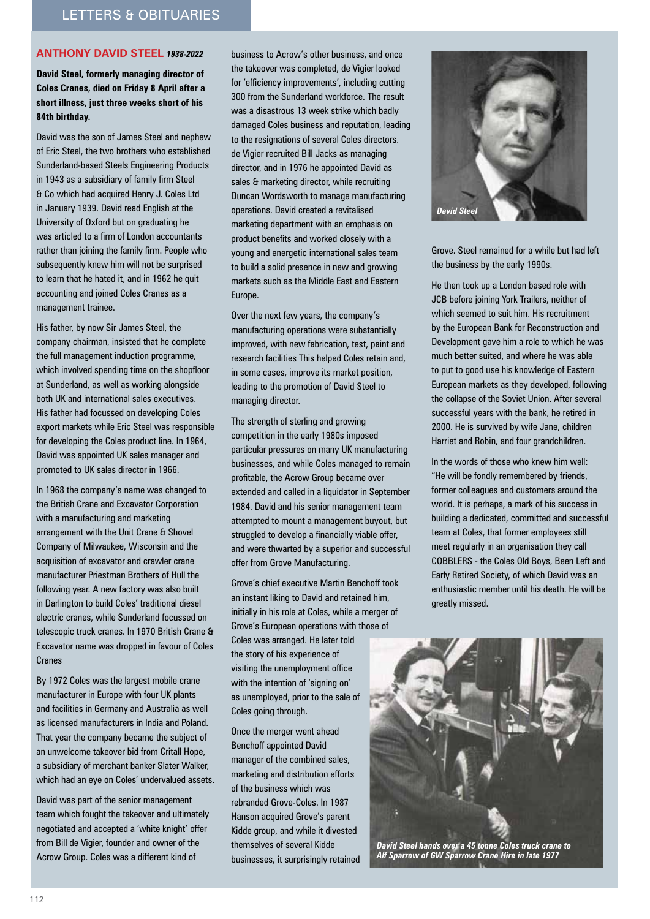## ANTHONY DAVID STEEL *1938-2022*

**David Steel, formerly managing director of Coles Cranes, died on Friday 8 April after a short illness, just three weeks short of his 84th birthday.**

David was the son of James Steel and nephew of Eric Steel, the two brothers who established Sunderland-based Steels Engineering Products in 1943 as a subsidiary of family firm Steel & Co which had acquired Henry J. Coles Ltd in January 1939. David read English at the University of Oxford but on graduating he was articled to a firm of London accountants rather than joining the family firm. People who subsequently knew him will not be surprised to learn that he hated it, and in 1962 he quit accounting and joined Coles Cranes as a management trainee.

His father, by now Sir James Steel, the company chairman, insisted that he complete the full management induction programme, which involved spending time on the shopfloor at Sunderland, as well as working alongside both UK and international sales executives. His father had focussed on developing Coles export markets while Eric Steel was responsible for developing the Coles product line. In 1964, David was appointed UK sales manager and promoted to UK sales director in 1966.

In 1968 the company's name was changed to the British Crane and Excavator Corporation with a manufacturing and marketing arrangement with the Unit Crane & Shovel Company of Milwaukee, Wisconsin and the acquisition of excavator and crawler crane manufacturer Priestman Brothers of Hull the following year. A new factory was also built in Darlington to build Coles' traditional diesel electric cranes, while Sunderland focussed on telescopic truck cranes. In 1970 British Crane & Excavator name was dropped in favour of Coles Cranes

By 1972 Coles was the largest mobile crane manufacturer in Europe with four UK plants and facilities in Germany and Australia as well as licensed manufacturers in India and Poland. That year the company became the subject of an unwelcome takeover bid from Critall Hope, a subsidiary of merchant banker Slater Walker, which had an eye on Coles' undervalued assets.

David was part of the senior management team which fought the takeover and ultimately negotiated and accepted a 'white knight' offer from Bill de Vigier, founder and owner of the Acrow Group. Coles was a different kind of business to Acrow's other business, and once the takeover was completed, de Vigier looked for 'efficiency improvements', including cutting 300 from the Sunderland workforce. The result was a disastrous 13 week strike which badly damaged Coles business and reputation, leading to the resignations of several Coles directors. de Vigier recruited Bill Jacks as managing director, and in 1976 he appointed David as sales & marketing director, while recruiting Duncan Wordsworth to manage manufacturing operations. David created a revitalised marketing department with an emphasis on product benefits and worked closely with a young and energetic international sales team to build a solid presence in new and growing markets such as the Middle East and Eastern Europe.

Over the next few years, the company's manufacturing operations were substantially improved, with new fabrication, test, paint and research facilities This helped Coles retain and, in some cases, improve its market position, leading to the promotion of David Steel to managing director.

The strength of sterling and growing competition in the early 1980s imposed particular pressures on many UK manufacturing businesses, and while Coles managed to remain profitable, the Acrow Group became over extended and called in a liquidator in September 1984. David and his senior management team attempted to mount a management buyout, but struggled to develop a financially viable offer, and were thwarted by a superior and successful offer from Grove Manufacturing.

Grove's chief executive Martin Benchoff took an instant liking to David and retained him, initially in his role at Coles, while a merger of Grove's European operations with those of Coles was arranged. He later told the story of his experience of visiting the unemployment office with the intention of 'signing on' as unemployed, prior to the sale of Coles going through.

Once the merger went ahead Benchoff appointed David manager of the combined sales, marketing and distribution efforts of the business which was rebranded Grove-Coles. In 1987 Hanson acquired Grove's parent Kidde group, and while it divested themselves of several Kidde businesses, it surprisingly retained Grove. Steel remained for a while but had left the business by the early 1990s.

*David Steel*

He then took up a London based role with JCB before joining York Trailers, neither of which seemed to suit him. His recruitment by the European Bank for Reconstruction and Development gave him a role to which he was much better suited, and where he was able to put to good use his knowledge of Eastern European markets as they developed, following the collapse of the Soviet Union. After several successful years with the bank, he retired in 2000. He is survived by wife Jane, children Harriet and Robin, and four grandchildren.

In the words of those who knew him well: "He will be fondly remembered by friends, former colleagues and customers around the world. It is perhaps, a mark of his success in building a dedicated, committed and successful team at Coles, that former employees still meet regularly in an organisation they call COBBLERS - the Coles Old Boys, Been Left and Early Retired Society, of which David was an enthusiastic member until his death. He will be greatly missed.

*David Steel hands over a 45 tonne Coles truck crane to Alf Sparrow of GW Sparrow Crane Hire in late 1977*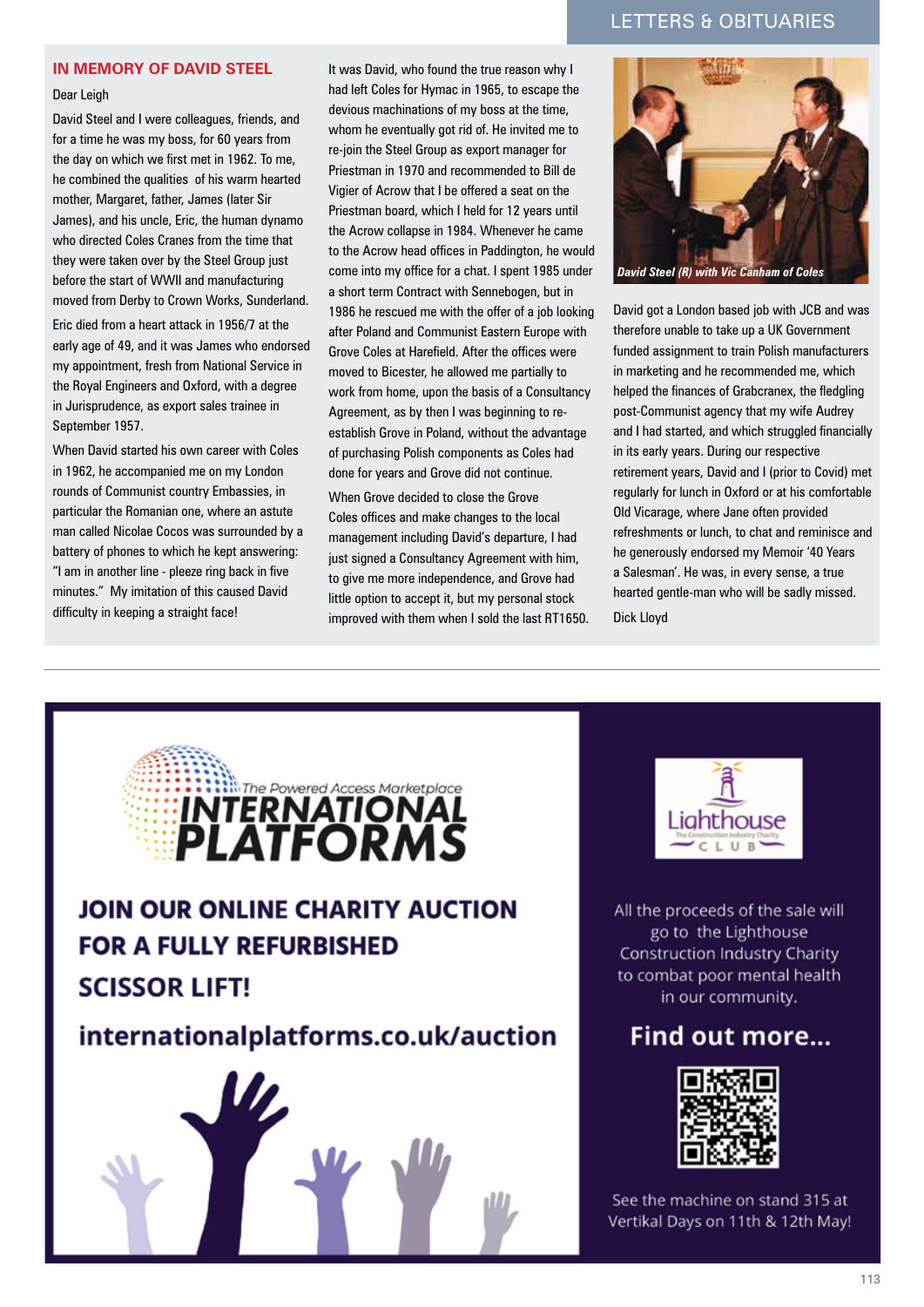## IN MEMORY OF DAVID STEEL

Dear Leigh

David Steel and I were colleagues, friends, and for a time he was my boss, for 60 years from the day on which we first met in 1962. To me, he combined the qualities of his warm hearted mother, Margaret, father, James (later Sir James), and his uncle, Eric, the human dynamo who directed Coles Cranes from the time that they were taken over by the Steel Group just before the start of WWII and manufacturing moved from Derby to Crown Works, Sunderland.

Eric died from a heart attack in 1956/7 at the early age of 49, and it was James who endorsed my appointment, fresh from National Service in the Royal Engineers and Oxford, with a degree in Jurisprudence, as export sales trainee in September 1957.

When David started his own career with Coles in 1962, he accompanied me on my London rounds of Communist country Embassies, in particular the Romanian one, where an astute man called Nicolae Cocos was surrounded by a battery of phones to which he kept answering: "I am in another line - pleeze ring back in five minutes." My imitation of this caused David difficulty in keeping a straight face!

It was David, who found the true reason why I had left Coles for Hymac in 1965, to escape the devious machinations of my boss at the time, whom he eventually got rid of. He invited me to re-join the Steel Group as export manager for Priestman in 1970 and recommended to Bill de Vigier of Acrow that I be offered a seat on the Priestman board, which I held for 12 years until the Acrow collapse in 1984. Whenever he came to the Acrow head offices in Paddington, he would come into my office for a chat. I spent 1985 under a short term Contract with Sennebogen, but in 1986 he rescued me with the offer of a job looking after Poland and Communist Eastern Europe with Grove Coles at Harefield. After the offices were moved to Bicester, he allowed me partially to work from home, upon the basis of a Consultancy Agreement, as by then I was beginning to re-establish Grove in Poland, without the advantage of purchasing Polish components as Coles had done for years and Grove did not continue.

When Grove decided to close the Grove Coles offices and make changes to the local management including David's departure, I had just signed a Consultancy Agreement with him, to give me more independence, and Grove had little option to accept it, but my personal stock improved with them when I sold the last RT1650.

*David Steel (R) with Vic Canham of Coles*

David got a London based job with JCB and was therefore unable to take up a UK Government funded assignment to train Polish manufacturers in marketing and he recommended me, which helped the finances of Grabcranex, the fledgling post-Communist agency that my wife Audrey and I had started, and which struggled financially in its early years. During our respective retirement years, David and I (prior to Covid) met regularly for lunch in Oxford or at his comfortable Old Vicarage, where Jane often provided refreshments or lunch, to chat and reminisce and he generously endorsed my Memoir '40 Years a Salesman'. He was, in every sense, a true hearted gentle-man who will be sadly missed.

Dick Lloyd

---

The Powered Access Marketplace
**INTERNATIONAL PLATFORMS**

**JOIN OUR ONLINE CHARITY AUCTION FOR A FULLY REFURBISHED SCISSOR LIFT!**

**internationalplatforms.co.uk/auction**

Lighthouse — The Construction Industry Charity — CLUB

All the proceeds of the sale will go to the Lighthouse Construction Industry Charity to combat poor mental health in our community.

**Find out more...**

See the machine on stand 315 at Vertikal Days on 11th & 12th May!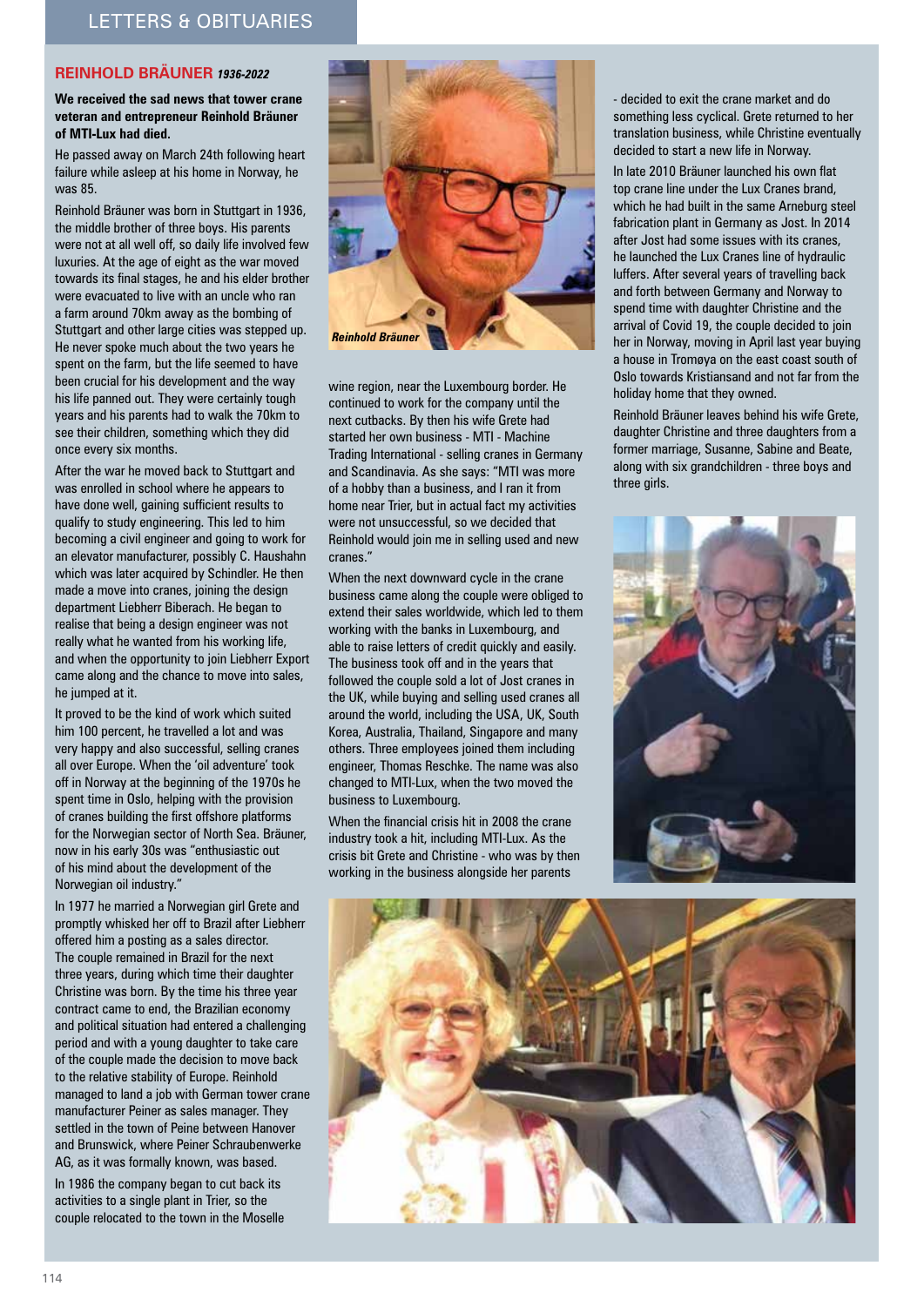## REINHOLD BRÄUNER *1936-2022*

**We received the sad news that tower crane veteran and entrepreneur Reinhold Bräuner of MTI-Lux had died.**

He passed away on March 24th following heart failure while asleep at his home in Norway, he was 85.

Reinhold Bräuner was born in Stuttgart in 1936, the middle brother of three boys. His parents were not at all well off, so daily life involved few luxuries. At the age of eight as the war moved towards its final stages, he and his elder brother were evacuated to live with an uncle who ran a farm around 70km away as the bombing of Stuttgart and other large cities was stepped up. He never spoke much about the two years he spent on the farm, but the life seemed to have been crucial for his development and the way his life panned out. They were certainly tough years and his parents had to walk the 70km to see their children, something which they did once every six months.

After the war he moved back to Stuttgart and was enrolled in school where he appears to have done well, gaining sufficient results to qualify to study engineering. This led to him becoming a civil engineer and going to work for an elevator manufacturer, possibly C. Haushahn which was later acquired by Schindler. He then made a move into cranes, joining the design department Liebherr Biberach. He began to realise that being a design engineer was not really what he wanted from his working life, and when the opportunity to join Liebherr Export came along and the chance to move into sales, he jumped at it.

It proved to be the kind of work which suited him 100 percent, he travelled a lot and was very happy and also successful, selling cranes all over Europe. When the 'oil adventure' took off in Norway at the beginning of the 1970s he spent time in Oslo, helping with the provision of cranes building the first offshore platforms for the Norwegian sector of North Sea. Bräuner, now in his early 30s was "enthusiastic out of his mind about the development of the Norwegian oil industry."

In 1977 he married a Norwegian girl Grete and promptly whisked her off to Brazil after Liebherr offered him a posting as a sales director. The couple remained in Brazil for the next three years, during which time their daughter Christine was born. By the time his three year contract came to end, the Brazilian economy and political situation had entered a challenging period and with a young daughter to take care of the couple made the decision to move back to the relative stability of Europe. Reinhold managed to land a job with German tower crane manufacturer Peiner as sales manager. They settled in the town of Peine between Hanover and Brunswick, where Peiner Schraubenwerke AG, as it was formally known, was based.

In 1986 the company began to cut back its activities to a single plant in Trier, so the couple relocated to the town in the Moselle wine region, near the Luxembourg border. He continued to work for the company until the next cutbacks. By then his wife Grete had started her own business - MTI - Machine Trading International - selling cranes in Germany and Scandinavia. As she says: "MTI was more of a hobby than a business, and I ran it from home near Trier, but in actual fact my activities were not unsuccessful, so we decided that Reinhold would join me in selling used and new cranes."

*Reinhold Bräuner*

When the next downward cycle in the crane business came along the couple were obliged to extend their sales worldwide, which led to them working with the banks in Luxembourg, and able to raise letters of credit quickly and easily. The business took off and in the years that followed the couple sold a lot of Jost cranes in the UK, while buying and selling used cranes all around the world, including the USA, UK, South Korea, Australia, Thailand, Singapore and many others. Three employees joined them including engineer, Thomas Reschke. The name was also changed to MTI-Lux, when the two moved the business to Luxembourg.

When the financial crisis hit in 2008 the crane industry took a hit, including MTI-Lux. As the crisis bit Grete and Christine - who was by then working in the business alongside her parents - decided to exit the crane market and do something less cyclical. Grete returned to her translation business, while Christine eventually decided to start a new life in Norway.

In late 2010 Bräuner launched his own flat top crane line under the Lux Cranes brand, which he had built in the same Arneburg steel fabrication plant in Germany as Jost. In 2014 after Jost had some issues with its cranes, he launched the Lux Cranes line of hydraulic luffers. After several years of travelling back and forth between Germany and Norway to spend time with daughter Christine and the arrival of Covid 19, the couple decided to join her in Norway, moving in April last year buying a house in Tromøya on the east coast south of Oslo towards Kristiansand and not far from the holiday home that they owned.

Reinhold Bräuner leaves behind his wife Grete, daughter Christine and three daughters from a former marriage, Susanne, Sabine and Beate, along with six grandchildren - three boys and three girls.